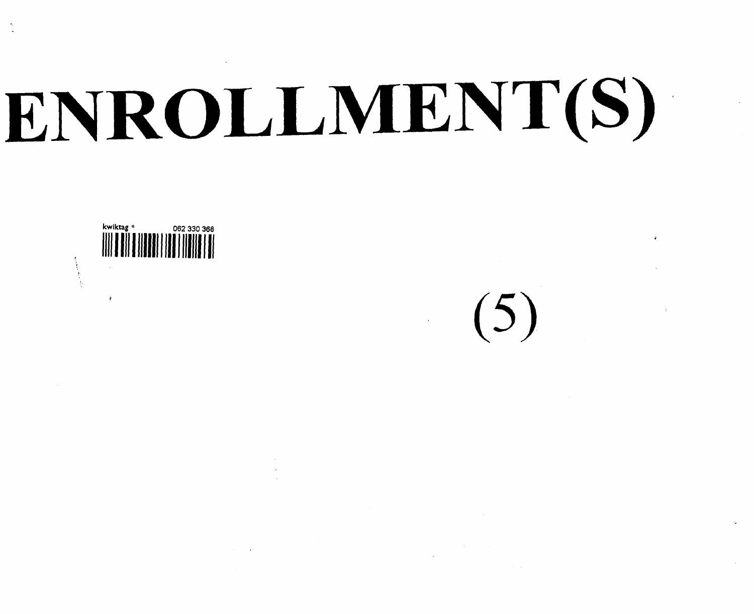# ENROLLMENT(S)

kwiktag ® 062 330 368

(5)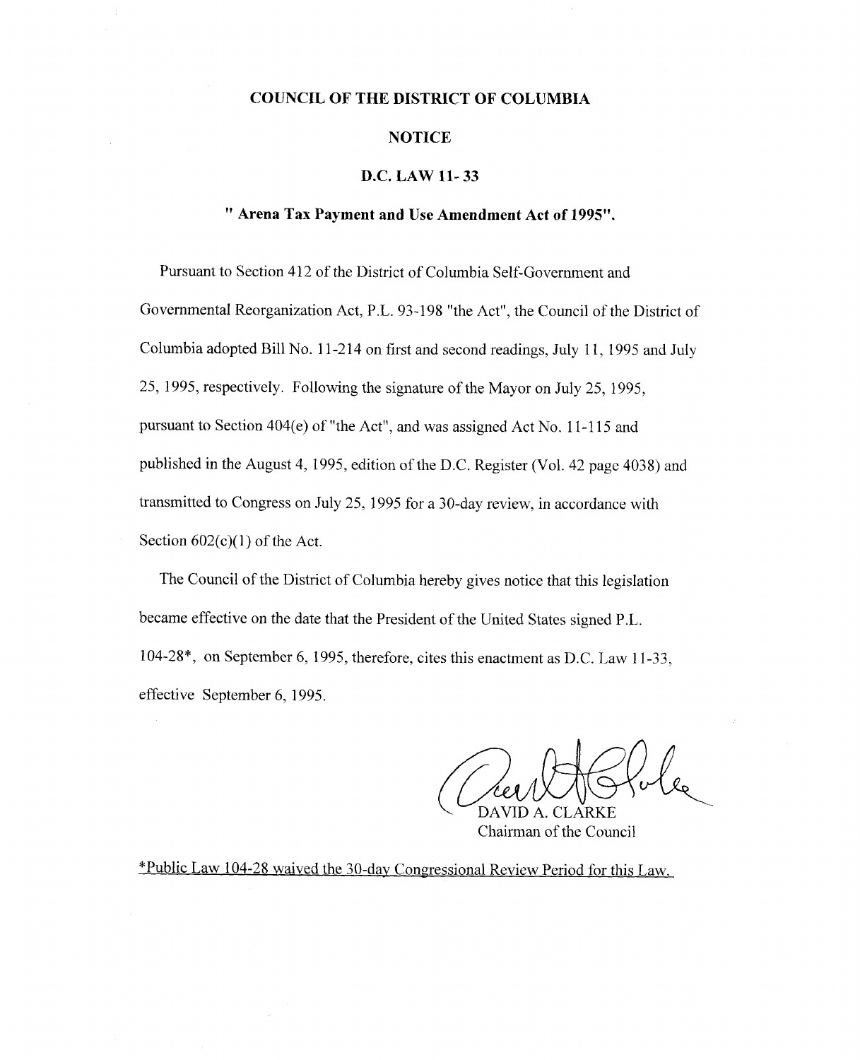# COUNCIL OF THE DISTRICT OF COLUMBIA

## NOTICE

### D.C. LAW 11- 33

### " Arena Tax Payment and Use Amendment Act of 1995".

Pursuant to Section 412 of the District of Columbia Self-Government and Governmental Reorganization Act, P.L. 93-198 "the Act", the Council of the District of Columbia adopted Bill No. 11-214 on first and second readings, July 11, 1995 and July 25, 1995, respectively. Following the signature of the Mayor on July 25, 1995, pursuant to Section 404(e) of "the Act", and was assigned Act No. 11-115 and published in the August 4, 1995, edition of the D.C. Register (Vol. 42 page 4038) and transmitted to Congress on July 25, 1995 for a 30-day review, in accordance with Section 602(c)(1) of the Act.

The Council of the District of Columbia hereby gives notice that this legislation became effective on the date that the President of the United States signed P.L. 104-28*, on September 6, 1995, therefore, cites this enactment as D.C. Law 11-33, effective September 6, 1995.

DAVID A. CLARKE
Chairman of the Council

*Public Law 104-28 waived the 30-day Congressional Review Period for this Law.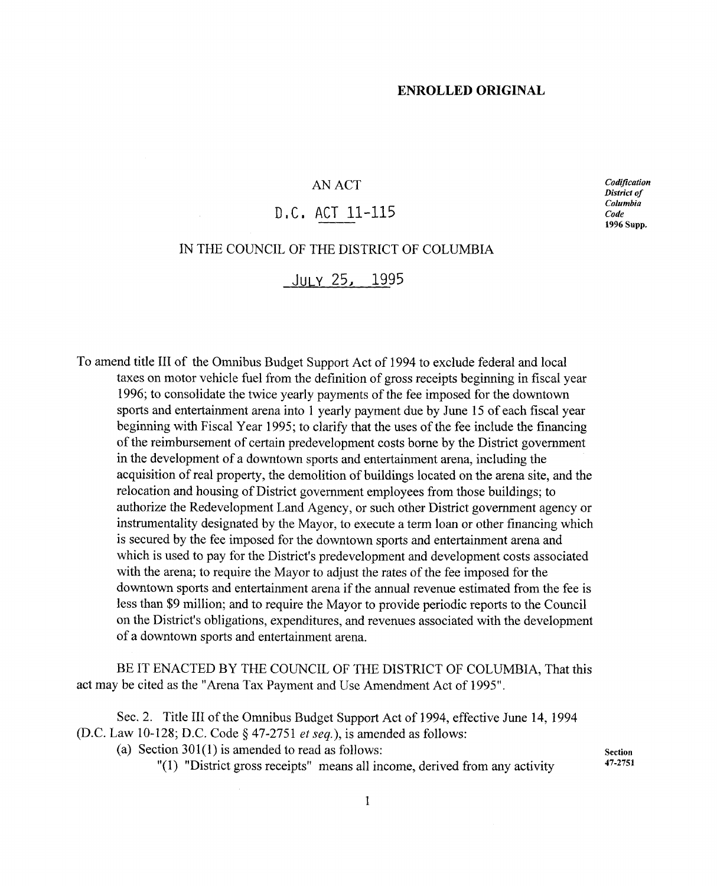**ENROLLED ORIGINAL**

AN ACT

D.C. ACT 11-115

IN THE COUNCIL OF THE DISTRICT OF COLUMBIA

JULY 25, 1995

*Codification District of Columbia Code* 1996 Supp.

To amend title III of the Omnibus Budget Support Act of 1994 to exclude federal and local taxes on motor vehicle fuel from the definition of gross receipts beginning in fiscal year 1996; to consolidate the twice yearly payments of the fee imposed for the downtown sports and entertainment arena into 1 yearly payment due by June 15 of each fiscal year beginning with Fiscal Year 1995; to clarify that the uses of the fee include the financing of the reimbursement of certain predevelopment costs borne by the District government in the development of a downtown sports and entertainment arena, including the acquisition of real property, the demolition of buildings located on the arena site, and the relocation and housing of District government employees from those buildings; to authorize the Redevelopment Land Agency, or such other District government agency or instrumentality designated by the Mayor, to execute a term loan or other financing which is secured by the fee imposed for the downtown sports and entertainment arena and which is used to pay for the District's predevelopment and development costs associated with the arena; to require the Mayor to adjust the rates of the fee imposed for the downtown sports and entertainment arena if the annual revenue estimated from the fee is less than $9 million; and to require the Mayor to provide periodic reports to the Council on the District's obligations, expenditures, and revenues associated with the development of a downtown sports and entertainment arena.

BE IT ENACTED BY THE COUNCIL OF THE DISTRICT OF COLUMBIA, That this act may be cited as the "Arena Tax Payment and Use Amendment Act of 1995".

Sec. 2. Title III of the Omnibus Budget Support Act of 1994, effective June 14, 1994 (D.C. Law 10-128; D.C. Code § 47-2751 *et seq.*), is amended as follows:

(a) Section 301(1) is amended to read as follows:

Section 47-2751

"(1) "District gross receipts" means all income, derived from any activity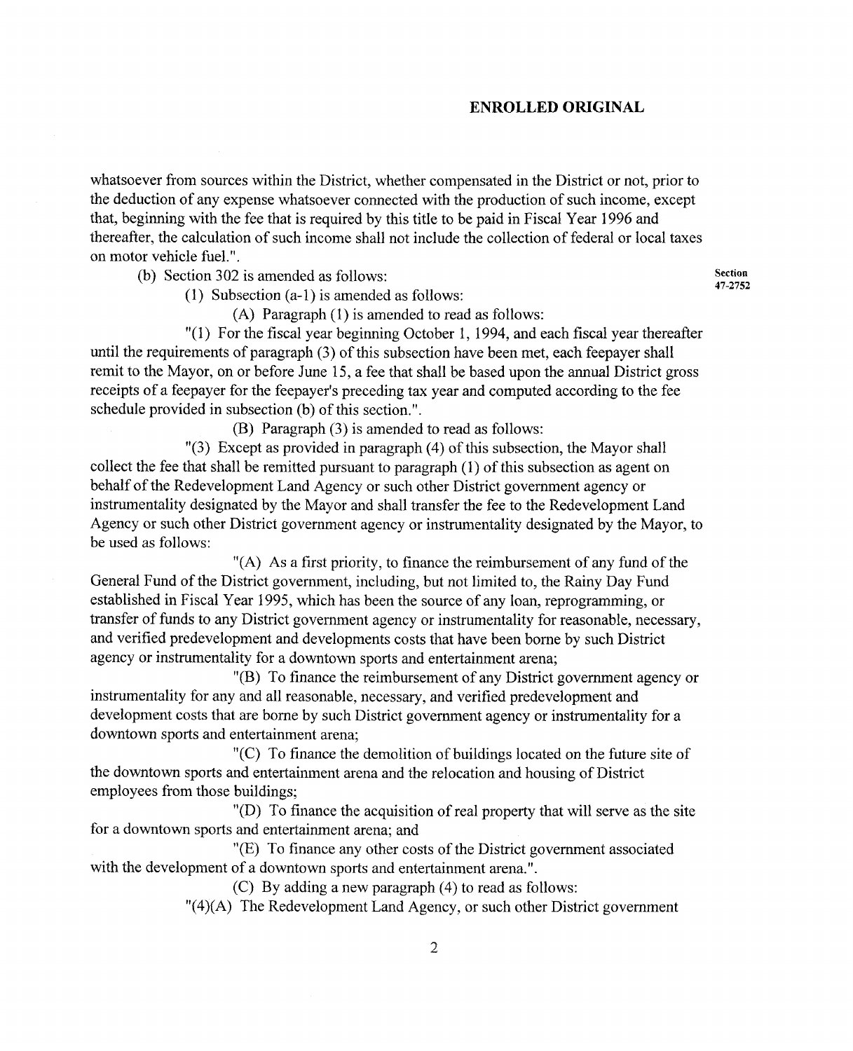**ENROLLED ORIGINAL**

whatsoever from sources within the District, whether compensated in the District or not, prior to the deduction of any expense whatsoever connected with the production of such income, except that, beginning with the fee that is required by this title to be paid in Fiscal Year 1996 and thereafter, the calculation of such income shall not include the collection of federal or local taxes on motor vehicle fuel.".

(b) Section 302 is amended as follows:

Section 47-2752

(1) Subsection (a-1) is amended as follows:

(A) Paragraph (1) is amended to read as follows:

"(1) For the fiscal year beginning October 1, 1994, and each fiscal year thereafter until the requirements of paragraph (3) of this subsection have been met, each feepayer shall remit to the Mayor, on or before June 15, a fee that shall be based upon the annual District gross receipts of a feepayer for the feepayer's preceding tax year and computed according to the fee schedule provided in subsection (b) of this section.".

(B) Paragraph (3) is amended to read as follows:

"(3) Except as provided in paragraph (4) of this subsection, the Mayor shall collect the fee that shall be remitted pursuant to paragraph (1) of this subsection as agent on behalf of the Redevelopment Land Agency or such other District government agency or instrumentality designated by the Mayor and shall transfer the fee to the Redevelopment Land Agency or such other District government agency or instrumentality designated by the Mayor, to be used as follows:

"(A) As a first priority, to finance the reimbursement of any fund of the General Fund of the District government, including, but not limited to, the Rainy Day Fund established in Fiscal Year 1995, which has been the source of any loan, reprogramming, or transfer of funds to any District government agency or instrumentality for reasonable, necessary, and verified predevelopment and developments costs that have been borne by such District agency or instrumentality for a downtown sports and entertainment arena;

"(B) To finance the reimbursement of any District government agency or instrumentality for any and all reasonable, necessary, and verified predevelopment and development costs that are borne by such District government agency or instrumentality for a downtown sports and entertainment arena;

"(C) To finance the demolition of buildings located on the future site of the downtown sports and entertainment arena and the relocation and housing of District employees from those buildings;

"(D) To finance the acquisition of real property that will serve as the site for a downtown sports and entertainment arena; and

"(E) To finance any other costs of the District government associated with the development of a downtown sports and entertainment arena.".

(C) By adding a new paragraph (4) to read as follows:

"(4)(A) The Redevelopment Land Agency, or such other District government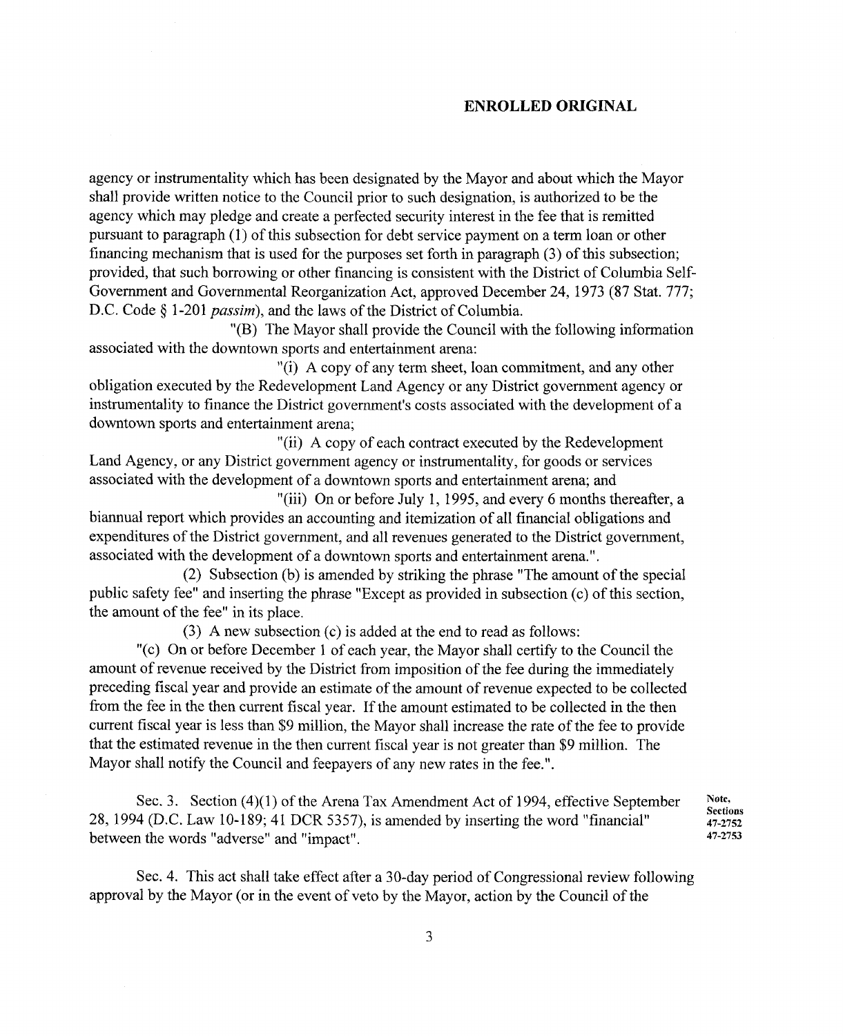**ENROLLED ORIGINAL**

agency or instrumentality which has been designated by the Mayor and about which the Mayor shall provide written notice to the Council prior to such designation, is authorized to be the agency which may pledge and create a perfected security interest in the fee that is remitted pursuant to paragraph (1) of this subsection for debt service payment on a term loan or other financing mechanism that is used for the purposes set forth in paragraph (3) of this subsection; provided, that such borrowing or other financing is consistent with the District of Columbia Self-Government and Governmental Reorganization Act, approved December 24, 1973 (87 Stat. 777; D.C. Code § 1-201 *passim*), and the laws of the District of Columbia.

"(B) The Mayor shall provide the Council with the following information associated with the downtown sports and entertainment arena:

"(i) A copy of any term sheet, loan commitment, and any other obligation executed by the Redevelopment Land Agency or any District government agency or instrumentality to finance the District government's costs associated with the development of a downtown sports and entertainment arena;

"(ii) A copy of each contract executed by the Redevelopment Land Agency, or any District government agency or instrumentality, for goods or services associated with the development of a downtown sports and entertainment arena; and

"(iii) On or before July 1, 1995, and every 6 months thereafter, a biannual report which provides an accounting and itemization of all financial obligations and expenditures of the District government, and all revenues generated to the District government, associated with the development of a downtown sports and entertainment arena.".

(2) Subsection (b) is amended by striking the phrase "The amount of the special public safety fee" and inserting the phrase "Except as provided in subsection (c) of this section, the amount of the fee" in its place.

(3) A new subsection (c) is added at the end to read as follows:

"(c) On or before December 1 of each year, the Mayor shall certify to the Council the amount of revenue received by the District from imposition of the fee during the immediately preceding fiscal year and provide an estimate of the amount of revenue expected to be collected from the fee in the then current fiscal year. If the amount estimated to be collected in the then current fiscal year is less than $9 million, the Mayor shall increase the rate of the fee to provide that the estimated revenue in the then current fiscal year is not greater than $9 million. The Mayor shall notify the Council and feepayers of any new rates in the fee.".

Sec. 3. Section (4)(1) of the Arena Tax Amendment Act of 1994, effective September 28, 1994 (D.C. Law 10-189; 41 DCR 5357), is amended by inserting the word "financial" between the words "adverse" and "impact".

Note, Sections 47-2752 47-2753

Sec. 4. This act shall take effect after a 30-day period of Congressional review following approval by the Mayor (or in the event of veto by the Mayor, action by the Council of the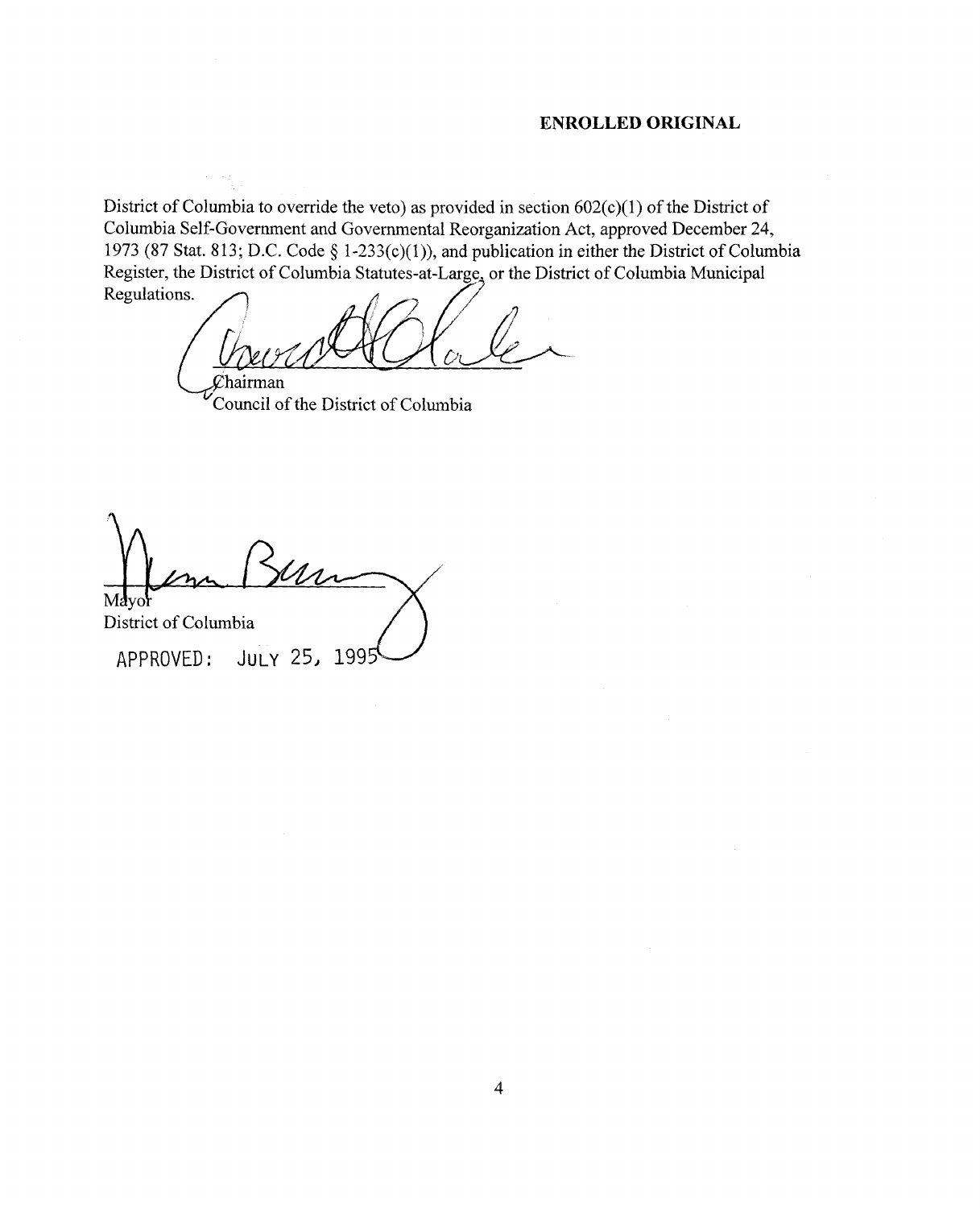**ENROLLED ORIGINAL**

District of Columbia to override the veto) as provided in section 602(c)(1) of the District of Columbia Self-Government and Governmental Reorganization Act, approved December 24, 1973 (87 Stat. 813; D.C. Code § 1-233(c)(1)), and publication in either the District of Columbia Register, the District of Columbia Statutes-at-Large, or the District of Columbia Municipal Regulations.

Chairman
Council of the District of Columbia

Mayor
District of Columbia

APPROVED: JULY 25, 1995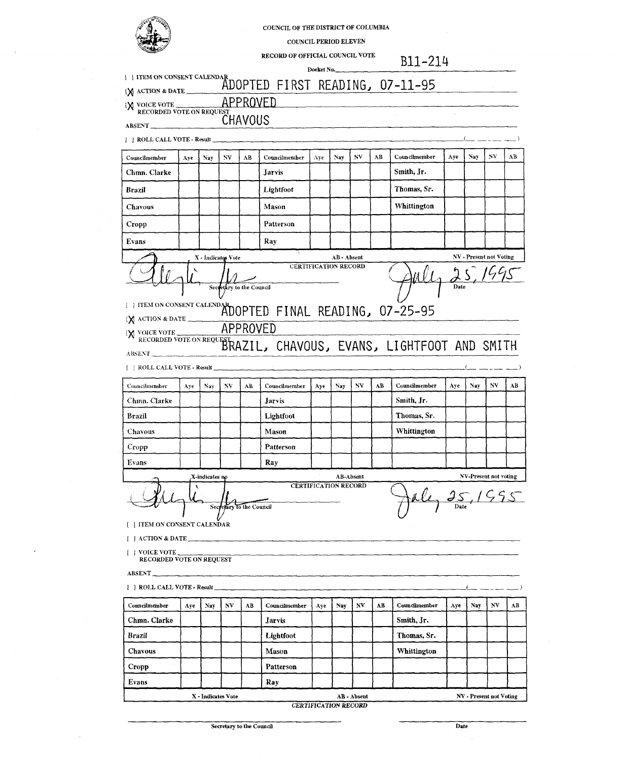COUNCIL OF THE DISTRICT OF COLUMBIA

COUNCIL PERIOD ELEVEN

RECORD OF OFFICIAL COUNCIL VOTE

Docket No. B11-214

[ ] ITEM ON CONSENT CALENDAR

[X] ACTION & DATE ADOPTED FIRST READING, 07-11-95

[X] VOICE VOTE APPROVED

RECORDED VOTE ON REQUEST

ABSENT CHAVOUS

[ ] ROLL CALL VOTE - Result

| Councilmember | Aye | Nay | NV | AB | Councilmember | Aye | Nay | NV | AB | Councilmember | Aye | Nay | NV | AB |
|---|---|---|---|---|---|---|---|---|---|---|---|---|---|---|
| Chmn. Clarke | | | | | Jarvis | | | | | Smith, Jr. | | | | |
| Brazil | | | | | Lightfoot | | | | | Thomas, Sr. | | | | |
| Chavous | | | | | Mason | | | | | Whittington | | | | |
| Cropp | | | | | Patterson | | | | | | | | | |
| Evans | | | | | Ray | | | | | | | | | |

X - Indicates Vote AB - Absent NV - Present not Voting

CERTIFICATION RECORD

Secretary to the Council

Date July 25, 1995

[ ] ITEM ON CONSENT CALENDAR

[X] ACTION & DATE ADOPTED FINAL READING, 07-25-95

[X] VOICE VOTE APPROVED

RECORDED VOTE ON REQUEST

ABSENT BRAZIL, CHAVOUS, EVANS, LIGHTFOOT AND SMITH

[ ] ROLL CALL VOTE - Result

| Councilmember | Aye | Nay | NV | AB | Councilmember | Aye | Nay | NV | AB | Councilmember | Aye | Nay | NV | AB |
|---|---|---|---|---|---|---|---|---|---|---|---|---|---|---|
| Chmn. Clarke | | | | | Jarvis | | | | | Smith, Jr. | | | | |
| Brazil | | | | | Lightfoot | | | | | Thomas, Sr. | | | | |
| Chavous | | | | | Mason | | | | | Whittington | | | | |
| Cropp | | | | | Patterson | | | | | | | | | |
| Evans | | | | | Ray | | | | | | | | | |

X-indicates no AB-Absent NV-Present not voting

CERTIFICATION RECORD

Secretary to the Council

Date July 25, 1995

[ ] ITEM ON CONSENT CALENDAR

[ ] ACTION & DATE

[ ] VOICE VOTE

RECORDED VOTE ON REQUEST

ABSENT

[ ] ROLL CALL VOTE - Result

| Councilmember | Aye | Nay | NV | AB | Councilmember | Aye | Nay | NV | AB | Councilmember | Aye | Nay | NV | AB |
|---|---|---|---|---|---|---|---|---|---|---|---|---|---|---|
| Chmn. Clarke | | | | | Jarvis | | | | | Smith, Jr. | | | | |
| Brazil | | | | | Lightfoot | | | | | Thomas, Sr. | | | | |
| Chavous | | | | | Mason | | | | | Whittington | | | | |
| Cropp | | | | | Patterson | | | | | | | | | |
| Evans | | | | | Ray | | | | | | | | | |

X - Indicates Vote AB - Absent NV - Present not Voting

CERTIFICATION RECORD

Secretary to the Council

Date